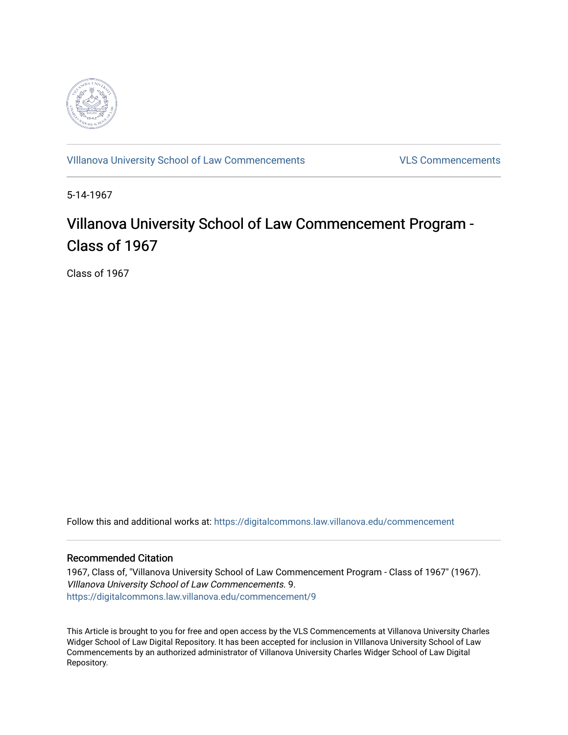VIllanova University School of Law Commencements

VLS Commencements

5-14-1967

# Villanova University School of Law Commencement Program - Class of 1967

Class of 1967

Follow this and additional works at: https://digitalcommons.law.villanova.edu/commencement

## Recommended Citation

1967, Class of, "Villanova University School of Law Commencement Program - Class of 1967" (1967). *VIllanova University School of Law Commencements*. 9.
https://digitalcommons.law.villanova.edu/commencement/9

This Article is brought to you for free and open access by the VLS Commencements at Villanova University Charles Widger School of Law Digital Repository. It has been accepted for inclusion in VIllanova University School of Law Commencements by an authorized administrator of Villanova University Charles Widger School of Law Digital Repository.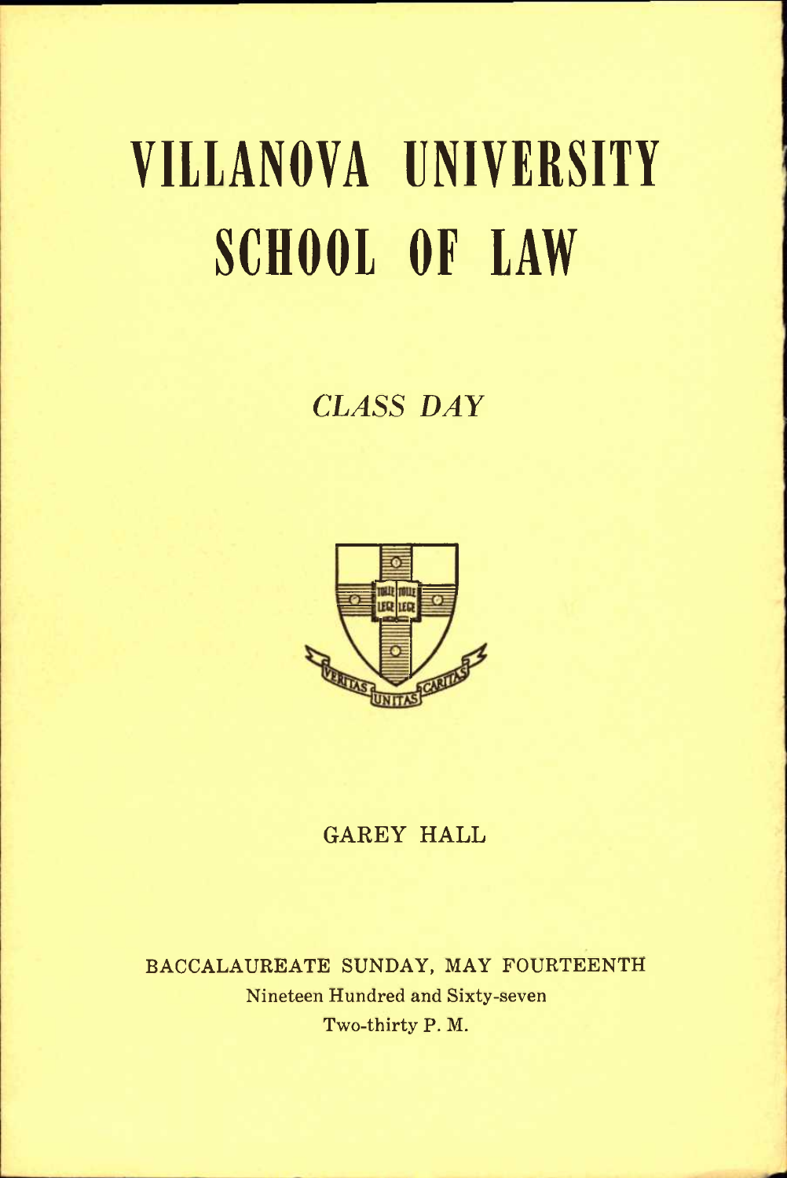# VILLANOVA UNIVERSITY SCHOOL OF LAW

*CLASS DAY*

GAREY HALL

BACCALAUREATE SUNDAY, MAY FOURTEENTH

Nineteen Hundred and Sixty-seven

Two-thirty P. M.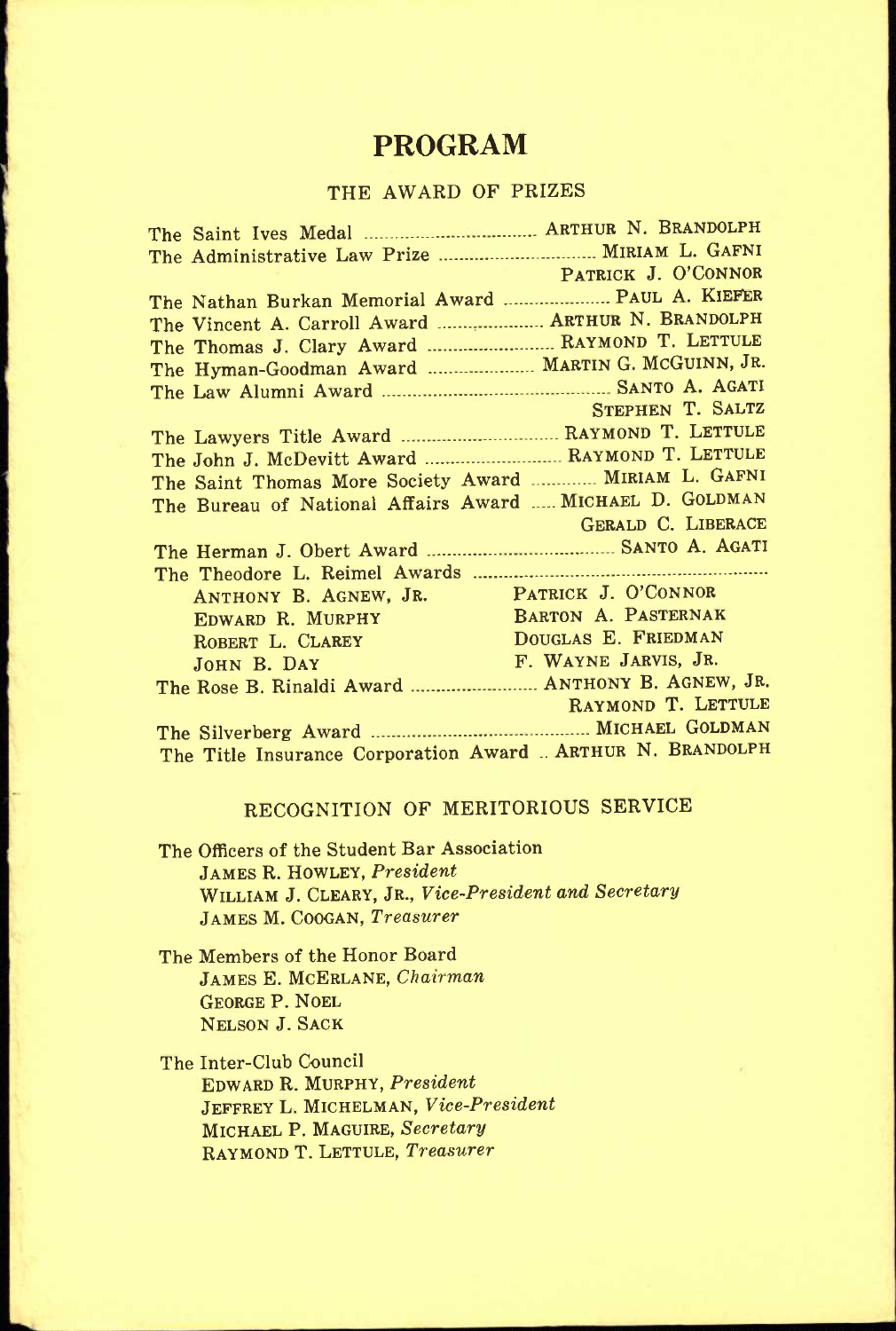# PROGRAM

## THE AWARD OF PRIZES

| Award | Recipient(s) |
|---|---|
| The Saint Ives Medal | ARTHUR N. BRANDOLPH |
| The Administrative Law Prize | MIRIAM L. GAFNI<br>PATRICK J. O'CONNOR |
| The Nathan Burkan Memorial Award | PAUL A. KIEFER |
| The Vincent A. Carroll Award | ARTHUR N. BRANDOLPH |
| The Thomas J. Clary Award | RAYMOND T. LETTULE |
| The Hyman-Goodman Award | MARTIN G. MCGUINN, JR. |
| The Law Alumni Award | SANTO A. AGATI<br>STEPHEN T. SALTZ |
| The Lawyers Title Award | RAYMOND T. LETTULE |
| The John J. McDevitt Award | RAYMOND T. LETTULE |
| The Saint Thomas More Society Award | MIRIAM L. GAFNI |
| The Bureau of National Affairs Award | MICHAEL D. GOLDMAN<br>GERALD C. LIBERACE |
| The Herman J. Obert Award | SANTO A. AGATI |

The Theodore L. Reimel Awards

- ANTHONY B. AGNEW, JR.
- EDWARD R. MURPHY
- ROBERT L. CLAREY
- JOHN B. DAY
- PATRICK J. O'CONNOR
- BARTON A. PASTERNAK
- DOUGLAS E. FRIEDMAN
- F. WAYNE JARVIS, JR.

| Award | Recipient(s) |
|---|---|
| The Rose B. Rinaldi Award | ANTHONY B. AGNEW, JR.<br>RAYMOND T. LETTULE |
| The Silverberg Award | MICHAEL GOLDMAN |
| The Title Insurance Corporation Award | ARTHUR N. BRANDOLPH |

## RECOGNITION OF MERITORIOUS SERVICE

The Officers of the Student Bar Association
- JAMES R. HOWLEY, *President*
- WILLIAM J. CLEARY, JR., *Vice-President and Secretary*
- JAMES M. COOGAN, *Treasurer*

The Members of the Honor Board
- JAMES E. MCERLANE, *Chairman*
- GEORGE P. NOEL
- NELSON J. SACK

The Inter-Club Council
- EDWARD R. MURPHY, *President*
- JEFFREY L. MICHELMAN, *Vice-President*
- MICHAEL P. MAGUIRE, *Secretary*
- RAYMOND T. LETTULE, *Treasurer*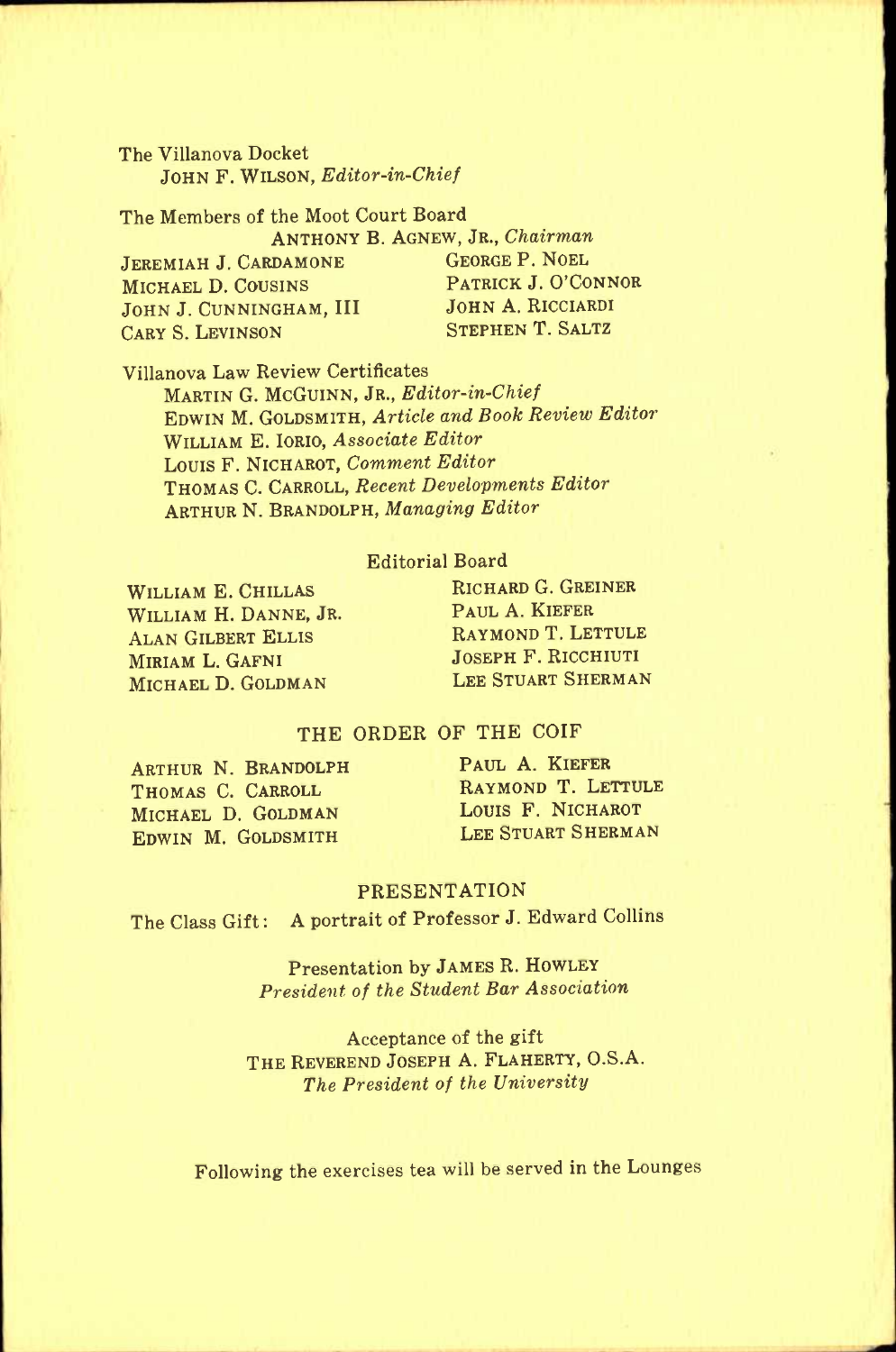The Villanova Docket

JOHN F. WILSON, *Editor-in-Chief*

The Members of the Moot Court Board

ANTHONY B. AGNEW, JR., *Chairman*

JEREMIAH J. CARDAMONE
MICHAEL D. COUSINS
JOHN J. CUNNINGHAM, III
CARY S. LEVINSON
GEORGE P. NOEL
PATRICK J. O'CONNOR
JOHN A. RICCIARDI
STEPHEN T. SALTZ

Villanova Law Review Certificates

MARTIN G. MCGUINN, JR., *Editor-in-Chief*
EDWIN M. GOLDSMITH, *Article and Book Review Editor*
WILLIAM E. IORIO, *Associate Editor*
LOUIS F. NICHAROT, *Comment Editor*
THOMAS C. CARROLL, *Recent Developments Editor*
ARTHUR N. BRANDOLPH, *Managing Editor*

Editorial Board

WILLIAM E. CHILLAS
WILLIAM H. DANNE, JR.
ALAN GILBERT ELLIS
MIRIAM L. GAFNI
MICHAEL D. GOLDMAN
RICHARD G. GREINER
PAUL A. KIEFER
RAYMOND T. LETTULE
JOSEPH F. RICCHIUTI
LEE STUART SHERMAN

## THE ORDER OF THE COIF

ARTHUR N. BRANDOLPH
THOMAS C. CARROLL
MICHAEL D. GOLDMAN
EDWIN M. GOLDSMITH
PAUL A. KIEFER
RAYMOND T. LETTULE
LOUIS F. NICHAROT
LEE STUART SHERMAN

## PRESENTATION

The Class Gift: A portrait of Professor J. Edward Collins

Presentation by JAMES R. HOWLEY
*President of the Student Bar Association*

Acceptance of the gift
THE REVEREND JOSEPH A. FLAHERTY, O.S.A.
*The President of the University*

Following the exercises tea will be served in the Lounges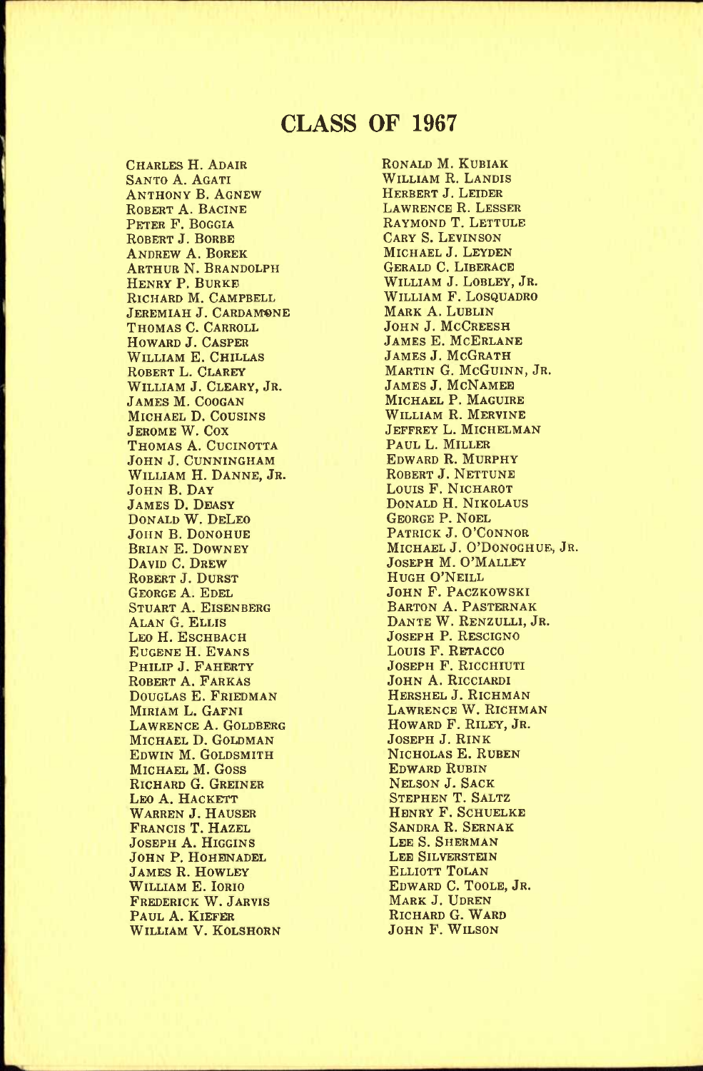# CLASS OF 1967

Charles H. Adair
Santo A. Agati
Anthony B. Agnew
Robert A. Bacine
Peter F. Boggia
Robert J. Borbe
Andrew A. Borek
Arthur N. Brandolph
Henry P. Burke
Richard M. Campbell
Jeremiah J. Cardamone
Thomas C. Carroll
Howard J. Casper
William E. Chillas
Robert L. Clarey
William J. Cleary, Jr.
James M. Coogan
Michael D. Cousins
Jerome W. Cox
Thomas A. Cucinotta
John J. Cunningham
William H. Danne, Jr.
John B. Day
James D. Deasy
Donald W. DeLeo
John B. Donohue
Brian E. Downey
David C. Drew
Robert J. Durst
George A. Edel
Stuart A. Eisenberg
Alan G. Ellis
Leo H. Eschbach
Eugene H. Evans
Philip J. Faherty
Robert A. Farkas
Douglas E. Friedman
Miriam L. Gafni
Lawrence A. Goldberg
Michael D. Goldman
Edwin M. Goldsmith
Michael M. Goss
Richard G. Greiner
Leo A. Hackett
Warren J. Hauser
Francis T. Hazel
Joseph A. Higgins
John P. Hohenadel
James R. Howley
William E. Iorio
Frederick W. Jarvis
Paul A. Kiefer
William V. Kolshorn
Ronald M. Kubiak
William R. Landis
Herbert J. Leider
Lawrence R. Lesser
Raymond T. Lettule
Cary S. Levinson
Michael J. Leyden
Gerald C. Liberace
William J. Lobley, Jr.
William F. Losquadro
Mark A. Lublin
John J. McCreesh
James E. McErlane
James J. McGrath
Martin G. McGuinn, Jr.
James J. McNamee
Michael P. Maguire
William R. Mervine
Jeffrey L. Michelman
Paul L. Miller
Edward R. Murphy
Robert J. Nettune
Louis F. Nicharot
Donald H. Nikolaus
George P. Noel
Patrick J. O'Connor
Michael J. O'Donoghue, Jr.
Joseph M. O'Malley
Hugh O'Neill
John F. Paczkowski
Barton A. Pasternak
Dante W. Renzulli, Jr.
Joseph P. Rescigno
Louis F. Retacco
Joseph F. Ricchiuti
John A. Ricciardi
Hershel J. Richman
Lawrence W. Richman
Howard F. Riley, Jr.
Joseph J. Rink
Nicholas E. Ruben
Edward Rubin
Nelson J. Sack
Stephen T. Saltz
Henry F. Schuelke
Sandra R. Sernak
Lee S. Sherman
Lee Silverstein
Elliott Tolan
Edward C. Toole, Jr.
Mark J. Udren
Richard G. Ward
John F. Wilson